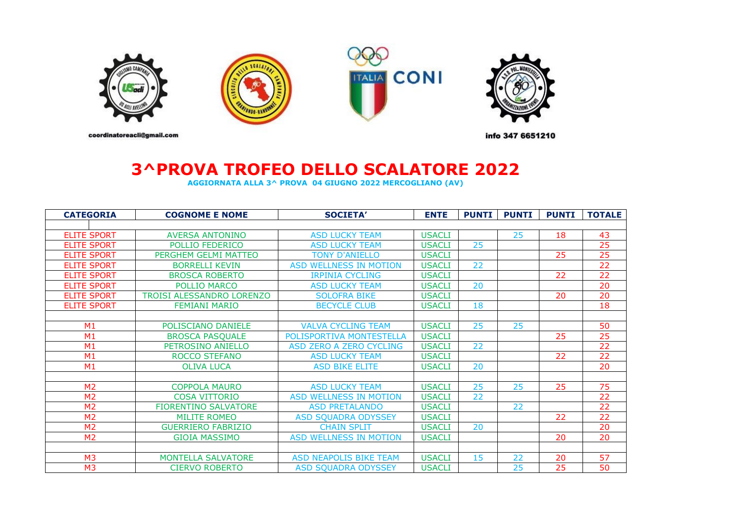coordinatoreacli@gmail.com

info 347 6651210

# 3^PROVA TROFEO DELLO SCALATORE 2022

**AGGIORNATA ALLA 3^ PROVA 04 GIUGNO 2022 MERCOGLIANO (AV)**

| CATEGORIA | COGNOME E NOME | SOCIETA' | ENTE | PUNTI | PUNTI | PUNTI | TOTALE |
|---|---|---|---|---|---|---|---|
| | | | | | | | |
| ELITE SPORT | AVERSA ANTONINO | ASD LUCKY TEAM | USACLI | | 25 | 18 | 43 |
| ELITE SPORT | POLLIO FEDERICO | ASD LUCKY TEAM | USACLI | 25 | | | 25 |
| ELITE SPORT | PERGHEM GELMI MATTEO | TONY D'ANIELLO | USACLI | | | 25 | 25 |
| ELITE SPORT | BORRELLI KEVIN | ASD WELLNESS IN MOTION | USACLI | 22 | | | 22 |
| ELITE SPORT | BROSCA ROBERTO | IRPINIA CYCLING | USACLI | | | 22 | 22 |
| ELITE SPORT | POLLIO MARCO | ASD LUCKY TEAM | USACLI | 20 | | | 20 |
| ELITE SPORT | TROISI ALESSANDRO LORENZO | SOLOFRA BIKE | USACLI | | | 20 | 20 |
| ELITE SPORT | FEMIANI MARIO | BECYCLE CLUB | USACLI | 18 | | | 18 |
| | | | | | | | |
| M1 | POLISCIANO DANIELE | VALVA CYCLING TEAM | USACLI | 25 | 25 | | 50 |
| M1 | BROSCA PASQUALE | POLISPORTIVA MONTESTELLA | USACLI | | | 25 | 25 |
| M1 | PETROSINO ANIELLO | ASD ZERO A ZERO CYCLING | USACLI | 22 | | | 22 |
| M1 | ROCCO STEFANO | ASD LUCKY TEAM | USACLI | | | 22 | 22 |
| M1 | OLIVA LUCA | ASD BIKE ELITE | USACLI | 20 | | | 20 |
| | | | | | | | |
| M2 | COPPOLA MAURO | ASD LUCKY TEAM | USACLI | 25 | 25 | 25 | 75 |
| M2 | COSA VITTORIO | ASD WELLNESS IN MOTION | USACLI | 22 | | | 22 |
| M2 | FIORENTINO SALVATORE | ASD PRETALANDO | USACLI | | 22 | | 22 |
| M2 | MILITE ROMEO | ASD SQUADRA ODYSSEY | USACLI | | | 22 | 22 |
| M2 | GUERRIERO FABRIZIO | CHAIN SPLIT | USACLI | 20 | | | 20 |
| M2 | GIOIA MASSIMO | ASD WELLNESS IN MOTION | USACLI | | | 20 | 20 |
| | | | | | | | |
| M3 | MONTELLA SALVATORE | ASD NEAPOLIS BIKE TEAM | USACLI | 15 | 22 | 20 | 57 |
| M3 | CIERVO ROBERTO | ASD SQUADRA ODYSSEY | USACLI | | 25 | 25 | 50 |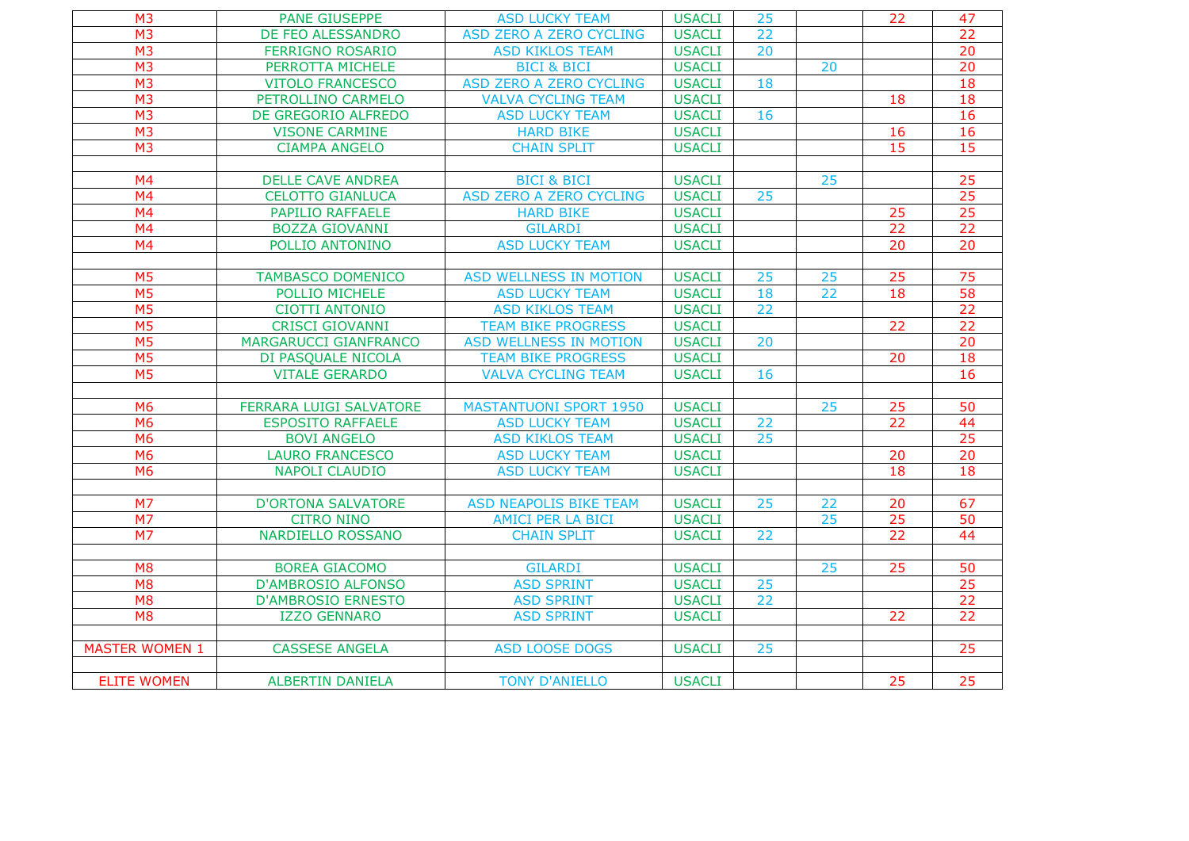| | | | | | | | |
|---|---|---|---|---|---|---|---|
| M3 | PANE GIUSEPPE | ASD LUCKY TEAM | USACLI | 25 | | 22 | 47 |
| M3 | DE FEO ALESSANDRO | ASD ZERO A ZERO CYCLING | USACLI | 22 | | | 22 |
| M3 | FERRIGNO ROSARIO | ASD KIKLOS TEAM | USACLI | 20 | | | 20 |
| M3 | PERROTTA MICHELE | BICI & BICI | USACLI | | 20 | | 20 |
| M3 | VITOLO FRANCESCO | ASD ZERO A ZERO CYCLING | USACLI | 18 | | | 18 |
| M3 | PETROLLINO CARMELO | VALVA CYCLING TEAM | USACLI | | | 18 | 18 |
| M3 | DE GREGORIO ALFREDO | ASD LUCKY TEAM | USACLI | 16 | | | 16 |
| M3 | VISONE CARMINE | HARD BIKE | USACLI | | | 16 | 16 |
| M3 | CIAMPA ANGELO | CHAIN SPLIT | USACLI | | | 15 | 15 |
| | | | | | | | |
| M4 | DELLE CAVE ANDREA | BICI & BICI | USACLI | | 25 | | 25 |
| M4 | CELOTTO GIANLUCA | ASD ZERO A ZERO CYCLING | USACLI | 25 | | | 25 |
| M4 | PAPILIO RAFFAELE | HARD BIKE | USACLI | | | 25 | 25 |
| M4 | BOZZA GIOVANNI | GILARDI | USACLI | | | 22 | 22 |
| M4 | POLLIO ANTONINO | ASD LUCKY TEAM | USACLI | | | 20 | 20 |
| | | | | | | | |
| M5 | TAMBASCO DOMENICO | ASD WELLNESS IN MOTION | USACLI | 25 | 25 | 25 | 75 |
| M5 | POLLIO MICHELE | ASD LUCKY TEAM | USACLI | 18 | 22 | 18 | 58 |
| M5 | CIOTTI ANTONIO | ASD KIKLOS TEAM | USACLI | 22 | | | 22 |
| M5 | CRISCI GIOVANNI | TEAM BIKE PROGRESS | USACLI | | | 22 | 22 |
| M5 | MARGARUCCI GIANFRANCO | ASD WELLNESS IN MOTION | USACLI | 20 | | | 20 |
| M5 | DI PASQUALE NICOLA | TEAM BIKE PROGRESS | USACLI | | | 20 | 18 |
| M5 | VITALE GERARDO | VALVA CYCLING TEAM | USACLI | 16 | | | 16 |
| | | | | | | | |
| M6 | FERRARA LUIGI SALVATORE | MASTANTUONI SPORT 1950 | USACLI | | 25 | 25 | 50 |
| M6 | ESPOSITO RAFFAELE | ASD LUCKY TEAM | USACLI | 22 | | 22 | 44 |
| M6 | BOVI ANGELO | ASD KIKLOS TEAM | USACLI | 25 | | | 25 |
| M6 | LAURO FRANCESCO | ASD LUCKY TEAM | USACLI | | | 20 | 20 |
| M6 | NAPOLI CLAUDIO | ASD LUCKY TEAM | USACLI | | | 18 | 18 |
| | | | | | | | |
| M7 | D'ORTONA SALVATORE | ASD NEAPOLIS BIKE TEAM | USACLI | 25 | 22 | 20 | 67 |
| M7 | CITRO NINO | AMICI PER LA BICI | USACLI | | 25 | 25 | 50 |
| M7 | NARDIELLO ROSSANO | CHAIN SPLIT | USACLI | 22 | | 22 | 44 |
| | | | | | | | |
| M8 | BOREA GIACOMO | GILARDI | USACLI | | 25 | 25 | 50 |
| M8 | D'AMBROSIO ALFONSO | ASD SPRINT | USACLI | 25 | | | 25 |
| M8 | D'AMBROSIO ERNESTO | ASD SPRINT | USACLI | 22 | | | 22 |
| M8 | IZZO GENNARO | ASD SPRINT | USACLI | | | 22 | 22 |
| | | | | | | | |
| MASTER WOMEN 1 | CASSESE ANGELA | ASD LOOSE DOGS | USACLI | 25 | | | 25 |
| | | | | | | | |
| ELITE WOMEN | ALBERTIN DANIELA | TONY D'ANIELLO | USACLI | | | 25 | 25 |